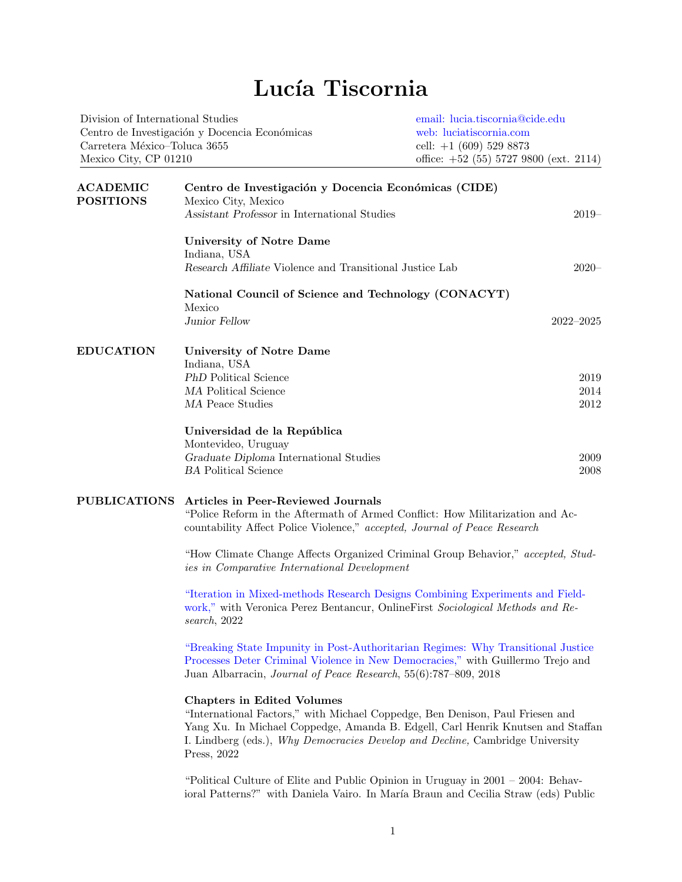# Lucía Tiscornia

Division of International Studies
Centro de Investigación y Docencia Económicas
Carretera México–Toluca 3655
Mexico City, CP 01210

email: lucia.tiscornia@cide.edu
web: luciatiscornia.com
cell: +1 (609) 529 8873
office: +52 (55) 5727 9800 (ext. 2114)

## ACADEMIC POSITIONS

**Centro de Investigación y Docencia Económicas (CIDE)**
Mexico City, Mexico
*Assistant Professor* in International Studies — 2019–

**University of Notre Dame**
Indiana, USA
*Research Affiliate* Violence and Transitional Justice Lab — 2020–

**National Council of Science and Technology (CONACYT)**
Mexico
*Junior Fellow* — 2022–2025

## EDUCATION

**University of Notre Dame**
Indiana, USA
*PhD* Political Science — 2019
*MA* Political Science — 2014
*MA* Peace Studies — 2012

**Universidad de la República**
Montevideo, Uruguay
*Graduate Diploma* International Studies — 2009
*BA* Political Science — 2008

## PUBLICATIONS

### Articles in Peer-Reviewed Journals

"Police Reform in the Aftermath of Armed Conflict: How Militarization and Accountability Affect Police Violence," *accepted, Journal of Peace Research*

"How Climate Change Affects Organized Criminal Group Behavior," *accepted, Studies in Comparative International Development*

"Iteration in Mixed-methods Research Designs Combining Experiments and Fieldwork," with Veronica Perez Bentancur, OnlineFirst *Sociological Methods and Research*, 2022

"Breaking State Impunity in Post-Authoritarian Regimes: Why Transitional Justice Processes Deter Criminal Violence in New Democracies," with Guillermo Trejo and Juan Albarracin, *Journal of Peace Research*, 55(6):787–809, 2018

### Chapters in Edited Volumes

"International Factors," with Michael Coppedge, Ben Denison, Paul Friesen and Yang Xu. In Michael Coppedge, Amanda B. Edgell, Carl Henrik Knutsen and Staffan I. Lindberg (eds.), *Why Democracies Develop and Decline,* Cambridge University Press, 2022

"Political Culture of Elite and Public Opinion in Uruguay in 2001 – 2004: Behavioral Patterns?" with Daniela Vairo. In María Braun and Cecilia Straw (eds) Public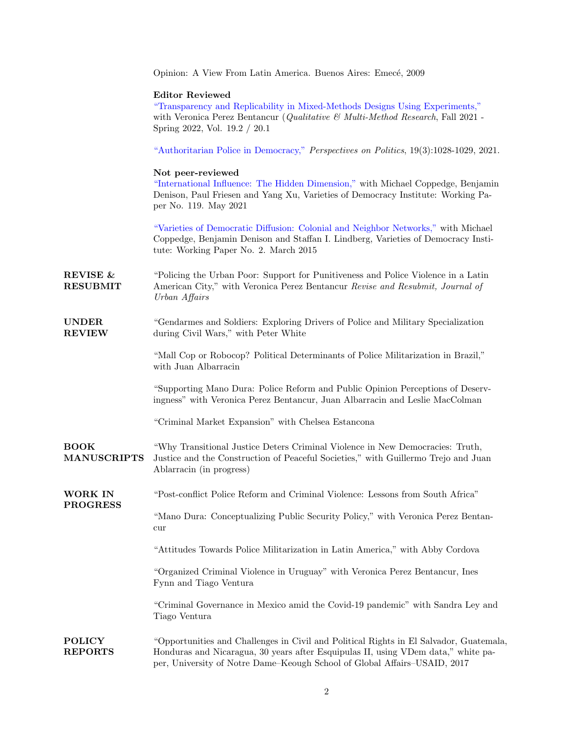Opinion: A View From Latin America. Buenos Aires: Emecé, 2009

**Editor Reviewed**

"Transparency and Replicability in Mixed-Methods Designs Using Experiments," with Veronica Perez Bentancur (*Qualitative & Multi-Method Research*, Fall 2021 - Spring 2022, Vol. 19.2 / 20.1

"Authoritarian Police in Democracy," *Perspectives on Politics*, 19(3):1028-1029, 2021.

**Not peer-reviewed**

"International Influence: The Hidden Dimension," with Michael Coppedge, Benjamin Denison, Paul Friesen and Yang Xu, Varieties of Democracy Institute: Working Paper No. 119. May 2021

"Varieties of Democratic Diffusion: Colonial and Neighbor Networks," with Michael Coppedge, Benjamin Denison and Staffan I. Lindberg, Varieties of Democracy Institute: Working Paper No. 2. March 2015

## REVISE & RESUBMIT

"Policing the Urban Poor: Support for Punitiveness and Police Violence in a Latin American City," with Veronica Perez Bentancur *Revise and Resubmit, Journal of Urban Affairs*

## UNDER REVIEW

"Gendarmes and Soldiers: Exploring Drivers of Police and Military Specialization during Civil Wars," with Peter White

"Mall Cop or Robocop? Political Determinants of Police Militarization in Brazil," with Juan Albarracin

"Supporting Mano Dura: Police Reform and Public Opinion Perceptions of Deservingness" with Veronica Perez Bentancur, Juan Albarracin and Leslie MacColman

"Criminal Market Expansion" with Chelsea Estancona

## BOOK MANUSCRIPTS

"Why Transitional Justice Deters Criminal Violence in New Democracies: Truth, Justice and the Construction of Peaceful Societies," with Guillermo Trejo and Juan Ablarracin (in progress)

## WORK IN PROGRESS

"Post-conflict Police Reform and Criminal Violence: Lessons from South Africa"

"Mano Dura: Conceptualizing Public Security Policy," with Veronica Perez Bentancur

"Attitudes Towards Police Militarization in Latin America," with Abby Cordova

"Organized Criminal Violence in Uruguay" with Veronica Perez Bentancur, Ines Fynn and Tiago Ventura

"Criminal Governance in Mexico amid the Covid-19 pandemic" with Sandra Ley and Tiago Ventura

## POLICY REPORTS

"Opportunities and Challenges in Civil and Political Rights in El Salvador, Guatemala, Honduras and Nicaragua, 30 years after Esquipulas II, using VDem data," white paper, University of Notre Dame–Keough School of Global Affairs–USAID, 2017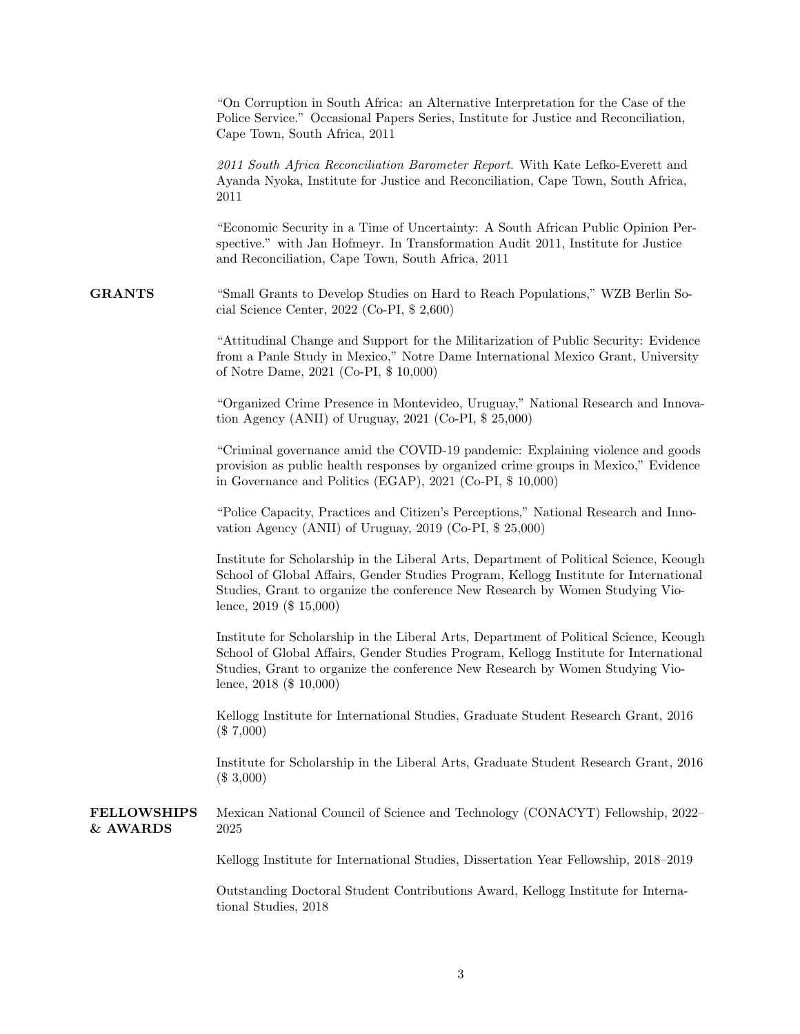"On Corruption in South Africa: an Alternative Interpretation for the Case of the Police Service." Occasional Papers Series, Institute for Justice and Reconciliation, Cape Town, South Africa, 2011

*2011 South Africa Reconciliation Barometer Report.* With Kate Lefko-Everett and Ayanda Nyoka, Institute for Justice and Reconciliation, Cape Town, South Africa, 2011

"Economic Security in a Time of Uncertainty: A South African Public Opinion Perspective." with Jan Hofmeyr. In Transformation Audit 2011, Institute for Justice and Reconciliation, Cape Town, South Africa, 2011

## GRANTS

"Small Grants to Develop Studies on Hard to Reach Populations," WZB Berlin Social Science Center, 2022 (Co-PI, $ 2,600)

"Attitudinal Change and Support for the Militarization of Public Security: Evidence from a Panle Study in Mexico," Notre Dame International Mexico Grant, University of Notre Dame, 2021 (Co-PI, $ 10,000)

"Organized Crime Presence in Montevideo, Uruguay," National Research and Innovation Agency (ANII) of Uruguay, 2021 (Co-PI, $ 25,000)

"Criminal governance amid the COVID-19 pandemic: Explaining violence and goods provision as public health responses by organized crime groups in Mexico," Evidence in Governance and Politics (EGAP), 2021 (Co-PI, $ 10,000)

"Police Capacity, Practices and Citizen's Perceptions," National Research and Innovation Agency (ANII) of Uruguay, 2019 (Co-PI, $ 25,000)

Institute for Scholarship in the Liberal Arts, Department of Political Science, Keough School of Global Affairs, Gender Studies Program, Kellogg Institute for International Studies, Grant to organize the conference New Research by Women Studying Violence, 2019 ($ 15,000)

Institute for Scholarship in the Liberal Arts, Department of Political Science, Keough School of Global Affairs, Gender Studies Program, Kellogg Institute for International Studies, Grant to organize the conference New Research by Women Studying Violence, 2018 ($ 10,000)

Kellogg Institute for International Studies, Graduate Student Research Grant, 2016 ($ 7,000)

Institute for Scholarship in the Liberal Arts, Graduate Student Research Grant, 2016 ($ 3,000)

## FELLOWSHIPS & AWARDS

Mexican National Council of Science and Technology (CONACYT) Fellowship, 2022–2025

Kellogg Institute for International Studies, Dissertation Year Fellowship, 2018–2019

Outstanding Doctoral Student Contributions Award, Kellogg Institute for International Studies, 2018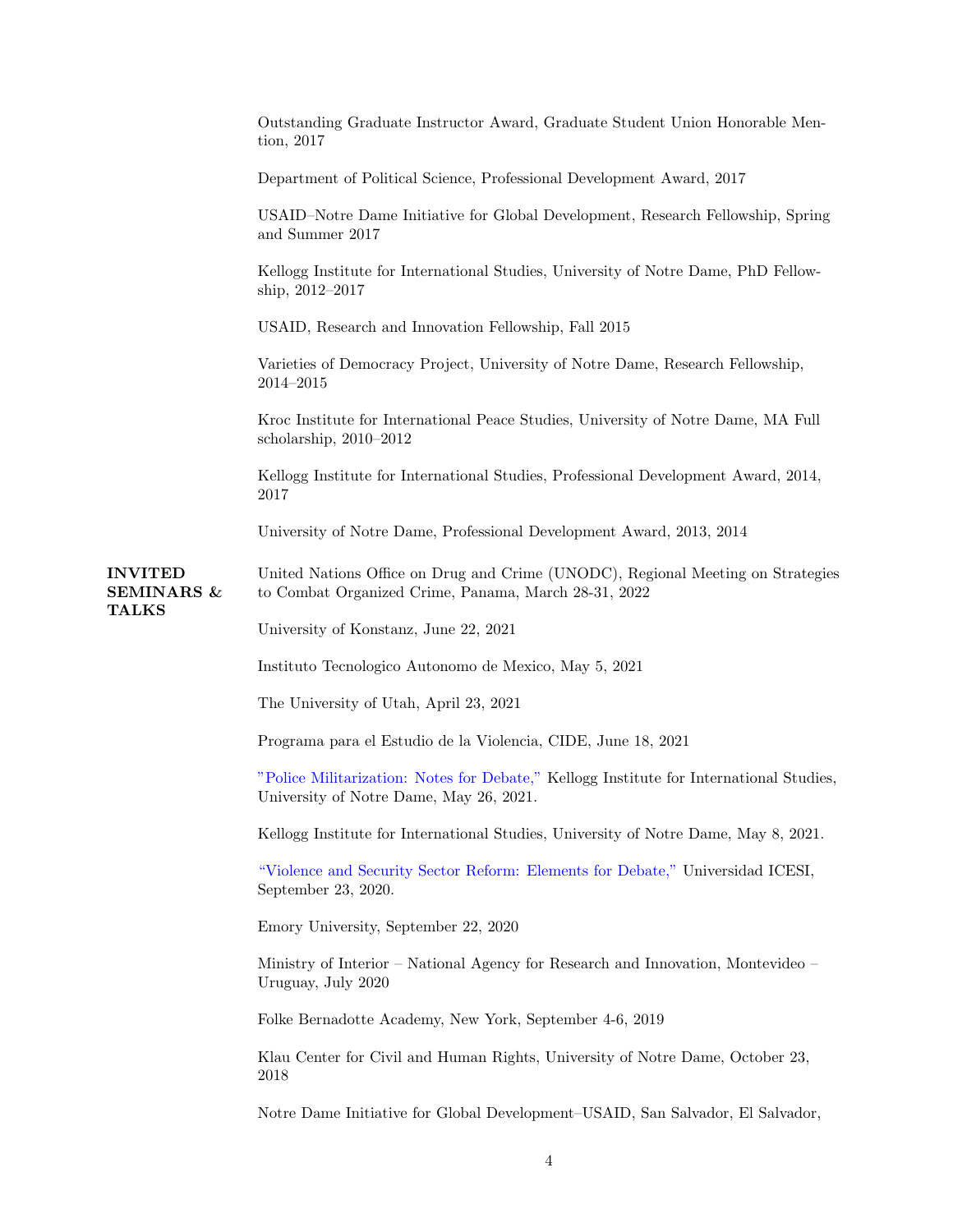Outstanding Graduate Instructor Award, Graduate Student Union Honorable Mention, 2017

Department of Political Science, Professional Development Award, 2017

USAID–Notre Dame Initiative for Global Development, Research Fellowship, Spring and Summer 2017

Kellogg Institute for International Studies, University of Notre Dame, PhD Fellowship, 2012–2017

USAID, Research and Innovation Fellowship, Fall 2015

Varieties of Democracy Project, University of Notre Dame, Research Fellowship, 2014–2015

Kroc Institute for International Peace Studies, University of Notre Dame, MA Full scholarship, 2010–2012

Kellogg Institute for International Studies, Professional Development Award, 2014, 2017

University of Notre Dame, Professional Development Award, 2013, 2014

## INVITED SEMINARS & TALKS

United Nations Office on Drug and Crime (UNODC), Regional Meeting on Strategies to Combat Organized Crime, Panama, March 28-31, 2022

University of Konstanz, June 22, 2021

Instituto Tecnologico Autonomo de Mexico, May 5, 2021

The University of Utah, April 23, 2021

Programa para el Estudio de la Violencia, CIDE, June 18, 2021

"Police Militarization: Notes for Debate," Kellogg Institute for International Studies, University of Notre Dame, May 26, 2021.

Kellogg Institute for International Studies, University of Notre Dame, May 8, 2021.

"Violence and Security Sector Reform: Elements for Debate," Universidad ICESI, September 23, 2020.

Emory University, September 22, 2020

Ministry of Interior – National Agency for Research and Innovation, Montevideo – Uruguay, July 2020

Folke Bernadotte Academy, New York, September 4-6, 2019

Klau Center for Civil and Human Rights, University of Notre Dame, October 23, 2018

Notre Dame Initiative for Global Development–USAID, San Salvador, El Salvador,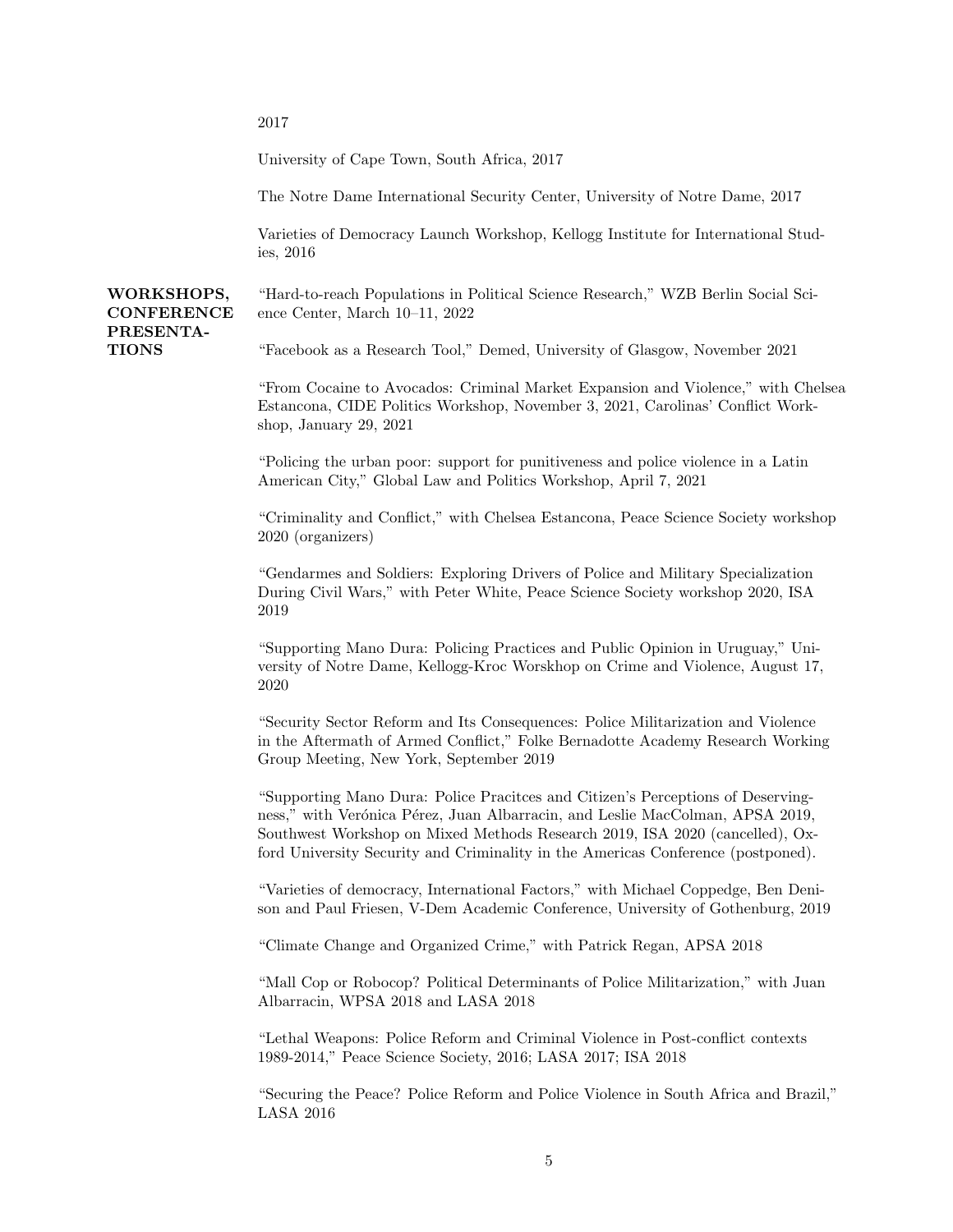2017

University of Cape Town, South Africa, 2017

The Notre Dame International Security Center, University of Notre Dame, 2017

Varieties of Democracy Launch Workshop, Kellogg Institute for International Studies, 2016

## WORKSHOPS, CONFERENCE PRESENTATIONS

"Hard-to-reach Populations in Political Science Research," WZB Berlin Social Science Center, March 10–11, 2022

"Facebook as a Research Tool," Demed, University of Glasgow, November 2021

"From Cocaine to Avocados: Criminal Market Expansion and Violence," with Chelsea Estancona, CIDE Politics Workshop, November 3, 2021, Carolinas' Conflict Workshop, January 29, 2021

"Policing the urban poor: support for punitiveness and police violence in a Latin American City," Global Law and Politics Workshop, April 7, 2021

"Criminality and Conflict," with Chelsea Estancona, Peace Science Society workshop 2020 (organizers)

"Gendarmes and Soldiers: Exploring Drivers of Police and Military Specialization During Civil Wars," with Peter White, Peace Science Society workshop 2020, ISA 2019

"Supporting Mano Dura: Policing Practices and Public Opinion in Uruguay," University of Notre Dame, Kellogg-Kroc Worskhop on Crime and Violence, August 17, 2020

"Security Sector Reform and Its Consequences: Police Militarization and Violence in the Aftermath of Armed Conflict," Folke Bernadotte Academy Research Working Group Meeting, New York, September 2019

"Supporting Mano Dura: Police Pracitces and Citizen's Perceptions of Deservingness," with Verónica Pérez, Juan Albarracin, and Leslie MacColman, APSA 2019, Southwest Workshop on Mixed Methods Research 2019, ISA 2020 (cancelled), Oxford University Security and Criminality in the Americas Conference (postponed).

"Varieties of democracy, International Factors," with Michael Coppedge, Ben Denison and Paul Friesen, V-Dem Academic Conference, University of Gothenburg, 2019

"Climate Change and Organized Crime," with Patrick Regan, APSA 2018

"Mall Cop or Robocop? Political Determinants of Police Militarization," with Juan Albarracin, WPSA 2018 and LASA 2018

"Lethal Weapons: Police Reform and Criminal Violence in Post-conflict contexts 1989-2014," Peace Science Society, 2016; LASA 2017; ISA 2018

"Securing the Peace? Police Reform and Police Violence in South Africa and Brazil," LASA 2016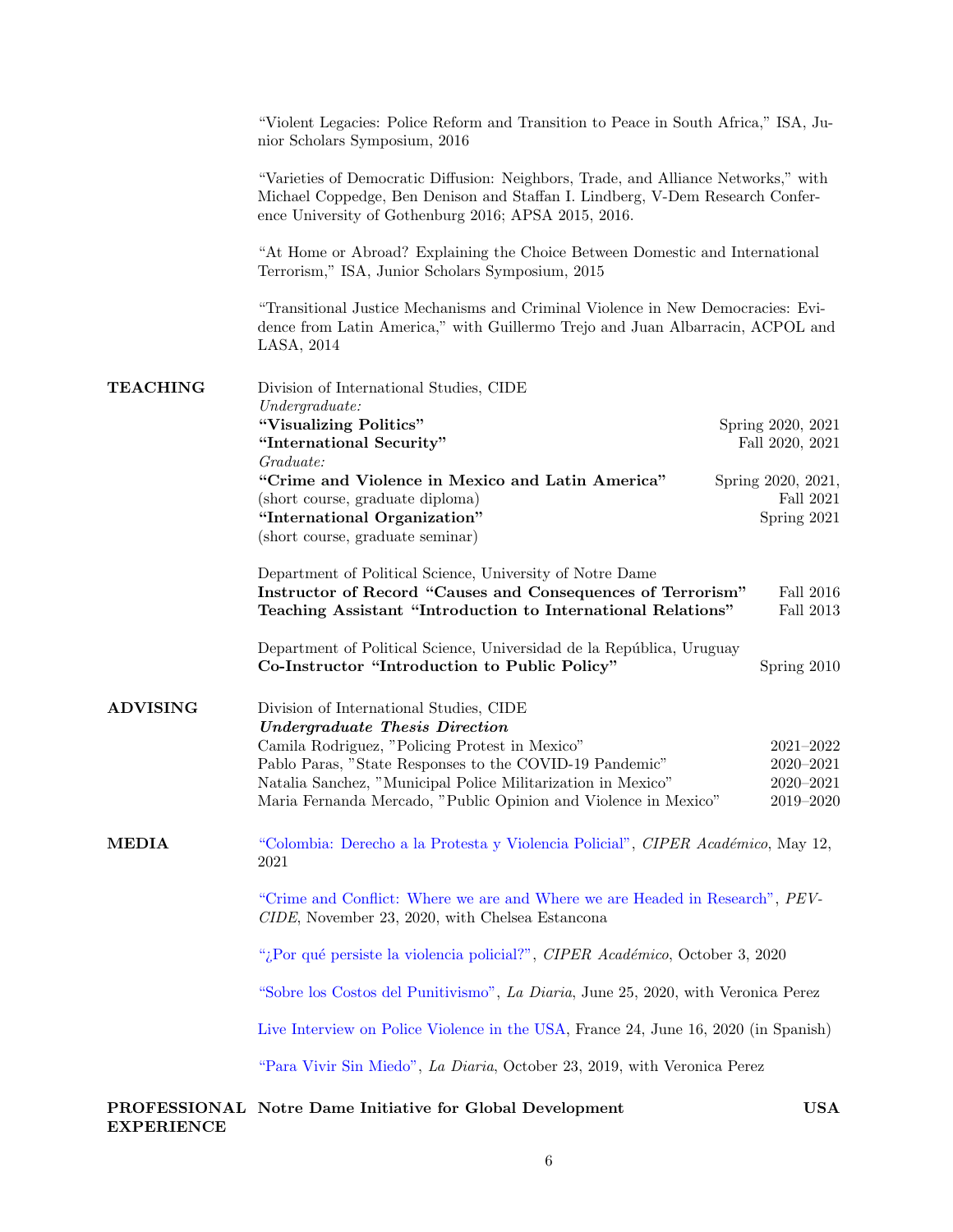"Violent Legacies: Police Reform and Transition to Peace in South Africa," ISA, Junior Scholars Symposium, 2016

"Varieties of Democratic Diffusion: Neighbors, Trade, and Alliance Networks," with Michael Coppedge, Ben Denison and Staffan I. Lindberg, V-Dem Research Conference University of Gothenburg 2016; APSA 2015, 2016.

"At Home or Abroad? Explaining the Choice Between Domestic and International Terrorism," ISA, Junior Scholars Symposium, 2015

"Transitional Justice Mechanisms and Criminal Violence in New Democracies: Evidence from Latin America," with Guillermo Trejo and Juan Albarracin, ACPOL and LASA, 2014

## TEACHING

Division of International Studies, CIDE

*Undergraduate:*

**"Visualizing Politics"** — Spring 2020, 2021

**"International Security"** — Fall 2020, 2021

*Graduate:*

**"Crime and Violence in Mexico and Latin America"** (short course, graduate diploma) — Spring 2020, 2021, Fall 2021

**"International Organization"** (short course, graduate seminar) — Spring 2021

Department of Political Science, University of Notre Dame

**Instructor of Record "Causes and Consequences of Terrorism"** — Fall 2016

**Teaching Assistant "Introduction to International Relations"** — Fall 2013

Department of Political Science, Universidad de la República, Uruguay

**Co-Instructor "Introduction to Public Policy"** — Spring 2010

## ADVISING

Division of International Studies, CIDE

***Undergraduate Thesis Direction***

Camila Rodriguez, "Policing Protest in Mexico" — 2021–2022

Pablo Paras, "State Responses to the COVID-19 Pandemic" — 2020–2021

Natalia Sanchez, "Municipal Police Militarization in Mexico" — 2020–2021

Maria Fernanda Mercado, "Public Opinion and Violence in Mexico" — 2019–2020

## MEDIA

"Colombia: Derecho a la Protesta y Violencia Policial", *CIPER Académico*, May 12, 2021

"Crime and Conflict: Where we are and Where we are Headed in Research", *PEV-CIDE*, November 23, 2020, with Chelsea Estancona

"¿Por qué persiste la violencia policial?", *CIPER Académico*, October 3, 2020

"Sobre los Costos del Punitivismo", *La Diaria*, June 25, 2020, with Veronica Perez

Live Interview on Police Violence in the USA, France 24, June 16, 2020 (in Spanish)

"Para Vivir Sin Miedo", *La Diaria*, October 23, 2019, with Veronica Perez

## PROFESSIONAL EXPERIENCE

**Notre Dame Initiative for Global Development** — **USA**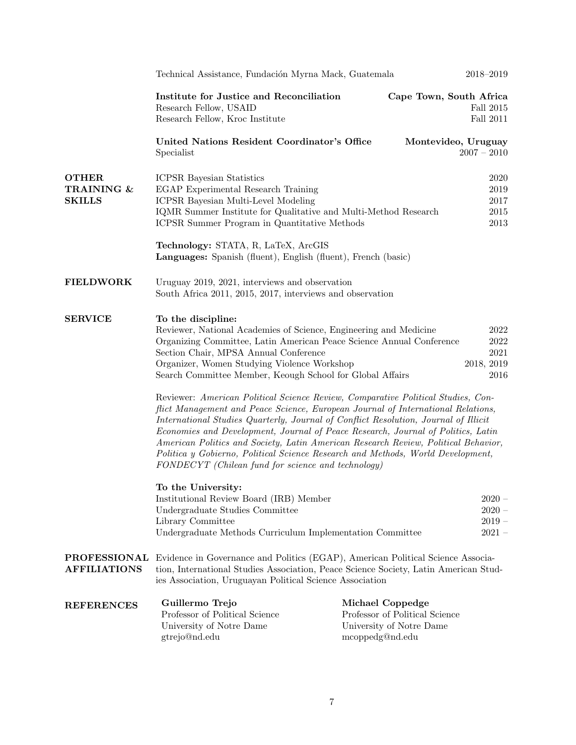Technical Assistance, Fundación Myrna Mack, Guatemala 2018–2019

**Institute for Justice and Reconciliation** **Cape Town, South Africa**
Research Fellow, USAID Fall 2015
Research Fellow, Kroc Institute Fall 2011

**United Nations Resident Coordinator's Office** **Montevideo, Uruguay**
Specialist 2007 – 2010

## OTHER TRAINING & SKILLS

ICPSR Bayesian Statistics 2020
EGAP Experimental Research Training 2019
ICPSR Bayesian Multi-Level Modeling 2017
IQMR Summer Institute for Qualitative and Multi-Method Research 2015
ICPSR Summer Program in Quantitative Methods 2013

**Technology:** STATA, R, LaTeX, ArcGIS
**Languages:** Spanish (fluent), English (fluent), French (basic)

## FIELDWORK

Uruguay 2019, 2021, interviews and observation
South Africa 2011, 2015, 2017, interviews and observation

## SERVICE

**To the discipline:**
Reviewer, National Academies of Science, Engineering and Medicine 2022
Organizing Committee, Latin American Peace Science Annual Conference 2022
Section Chair, MPSA Annual Conference 2021
Organizer, Women Studying Violence Workshop 2018, 2019
Search Committee Member, Keough School for Global Affairs 2016

Reviewer: *American Political Science Review, Comparative Political Studies, Conflict Management and Peace Science, European Journal of International Relations, International Studies Quarterly, Journal of Conflict Resolution, Journal of Illicit Economies and Development, Journal of Peace Research, Journal of Politics, Latin American Politics and Society, Latin American Research Review, Political Behavior, Politica y Gobierno, Political Science Research and Methods, World Development, FONDECYT (Chilean fund for science and technology)*

**To the University:**
Institutional Review Board (IRB) Member 2020 –
Undergraduate Studies Committee 2020 –
Library Committee 2019 –
Undergraduate Methods Curriculum Implementation Committee 2021 –

## PROFESSIONAL AFFILIATIONS

Evidence in Governance and Politics (EGAP), American Political Science Association, International Studies Association, Peace Science Society, Latin American Studies Association, Uruguayan Political Science Association

## REFERENCES

**Guillermo Trejo**
Professor of Political Science
University of Notre Dame
gtrejo@nd.edu

**Michael Coppedge**
Professor of Political Science
University of Notre Dame
mcoppedg@nd.edu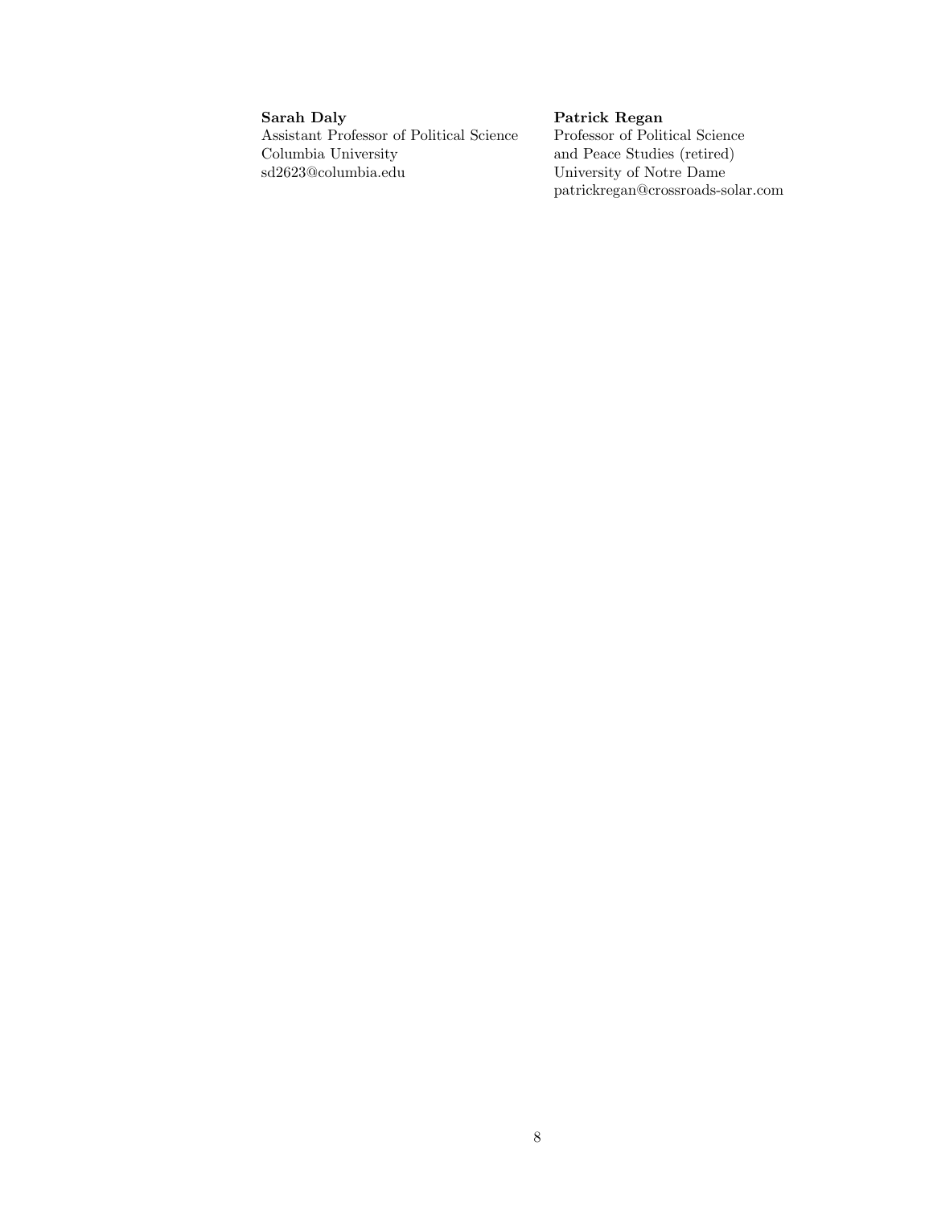**Sarah Daly**
Assistant Professor of Political Science
Columbia University
sd2623@columbia.edu

**Patrick Regan**
Professor of Political Science
and Peace Studies (retired)
University of Notre Dame
patrickregan@crossroads-solar.com